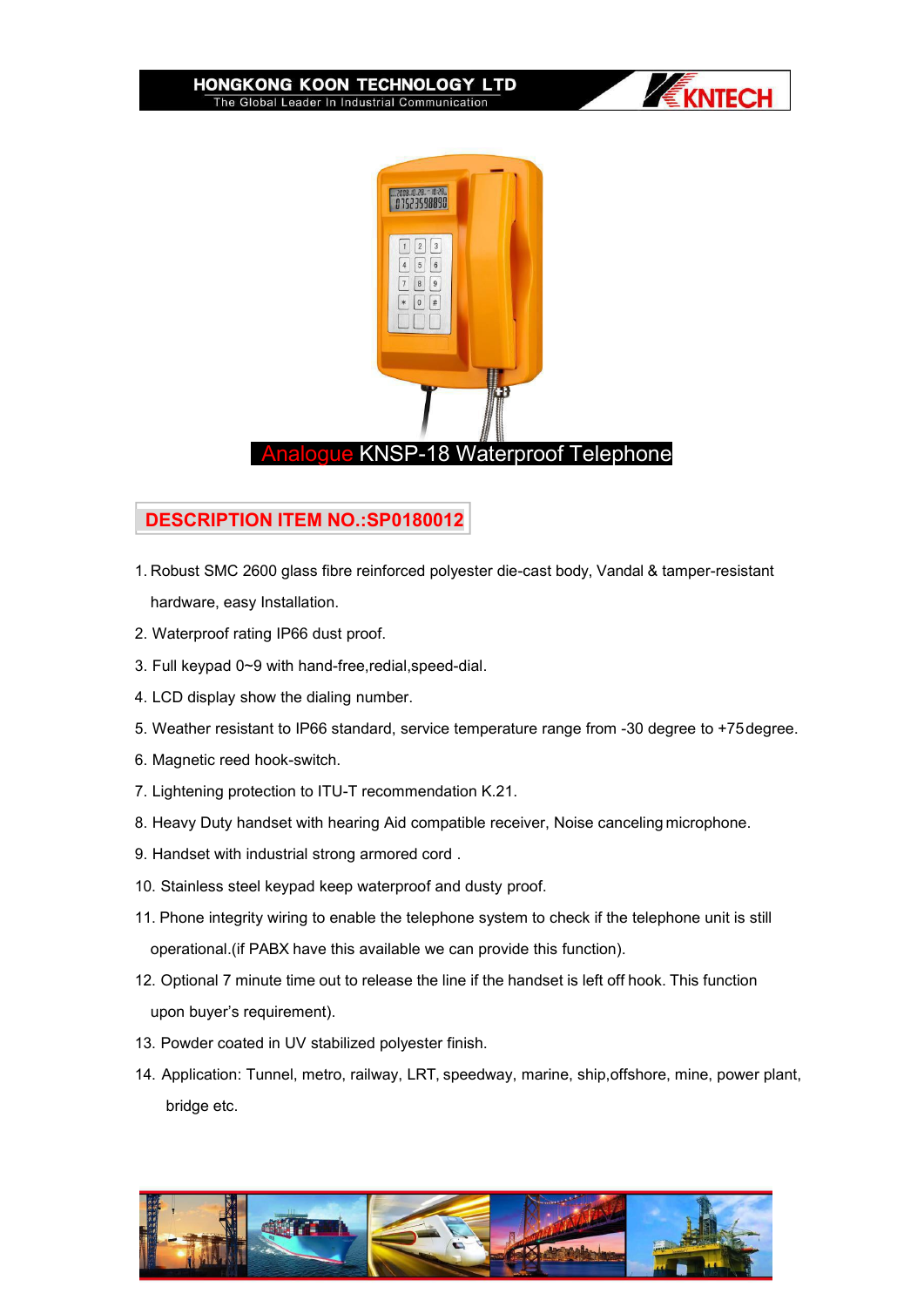# Analogue KNSP-18 Waterproof Telephone

## DESCRIPTION ITEM NO.:SP0180012

1. Robust SMC 2600 glass fibre reinforced polyester die-cast body, Vandal & tamper-resistant hardware, easy Installation.
2. Waterproof rating IP66 dust proof.
3. Full keypad 0~9 with hand-free,redial,speed-dial.
4. LCD display show the dialing number.
5. Weather resistant to IP66 standard, service temperature range from -30 degree to +75degree.
6. Magnetic reed hook-switch.
7. Lightening protection to ITU-T recommendation K.21.
8. Heavy Duty handset with hearing Aid compatible receiver, Noise canceling microphone.
9. Handset with industrial strong armored cord .
10. Stainless steel keypad keep waterproof and dusty proof.
11. Phone integrity wiring to enable the telephone system to check if the telephone unit is still operational.(if PABX have this available we can provide this function).
12. Optional 7 minute time out to release the line if the handset is left off hook. This function upon buyer's requirement).
13. Powder coated in UV stabilized polyester finish.
14. Application: Tunnel, metro, railway, LRT, speedway, marine, ship,offshore, mine, power plant, bridge etc.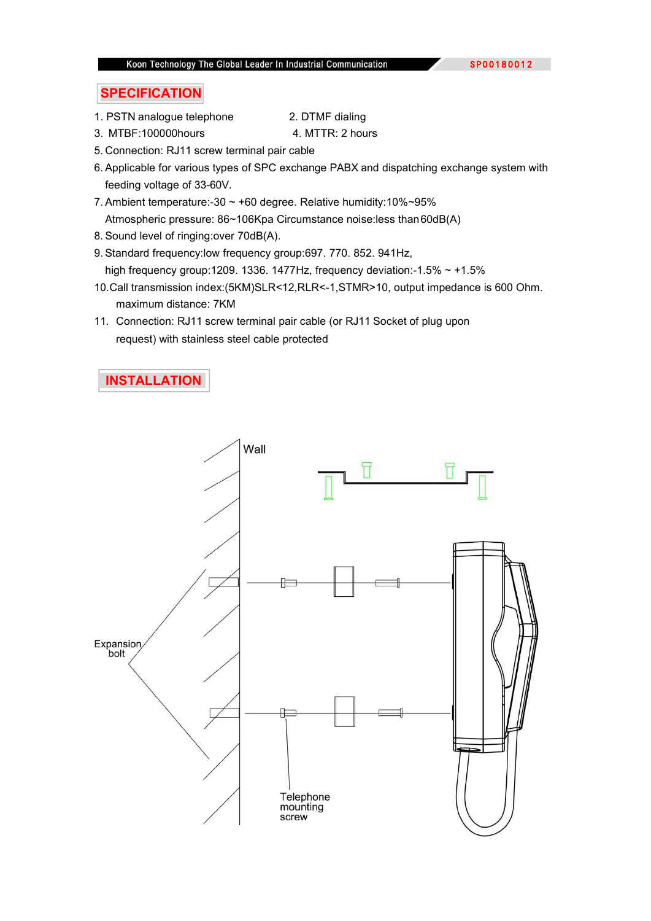## SPECIFICATION

1. PSTN analogue telephone
2. DTMF dialing
3. MTBF:100000hours
4. MTTR: 2 hours
5. Connection: RJ11 screw terminal pair cable
6. Applicable for various types of SPC exchange PABX and dispatching exchange system with feeding voltage of 33-60V.
7. Ambient temperature:-30 ~ +60 degree. Relative humidity:10%~95%
   Atmospheric pressure: 86~106Kpa Circumstance noise:less than 60dB(A)
8. Sound level of ringing:over 70dB(A).
9. Standard frequency:low frequency group:697. 770. 852. 941Hz,
   high frequency group:1209. 1336. 1477Hz, frequency deviation:-1.5% ~ +1.5%
10. Call transmission index:(5KM)SLR<12,RLR<-1,STMR>10, output impedance is 600 Ohm.
    maximum distance: 7KM
11. Connection: RJ11 screw terminal pair cable (or RJ11 Socket of plug upon request) with stainless steel cable protected

## INSTALLATION

Wall

Expansion bolt

Telephone mounting screw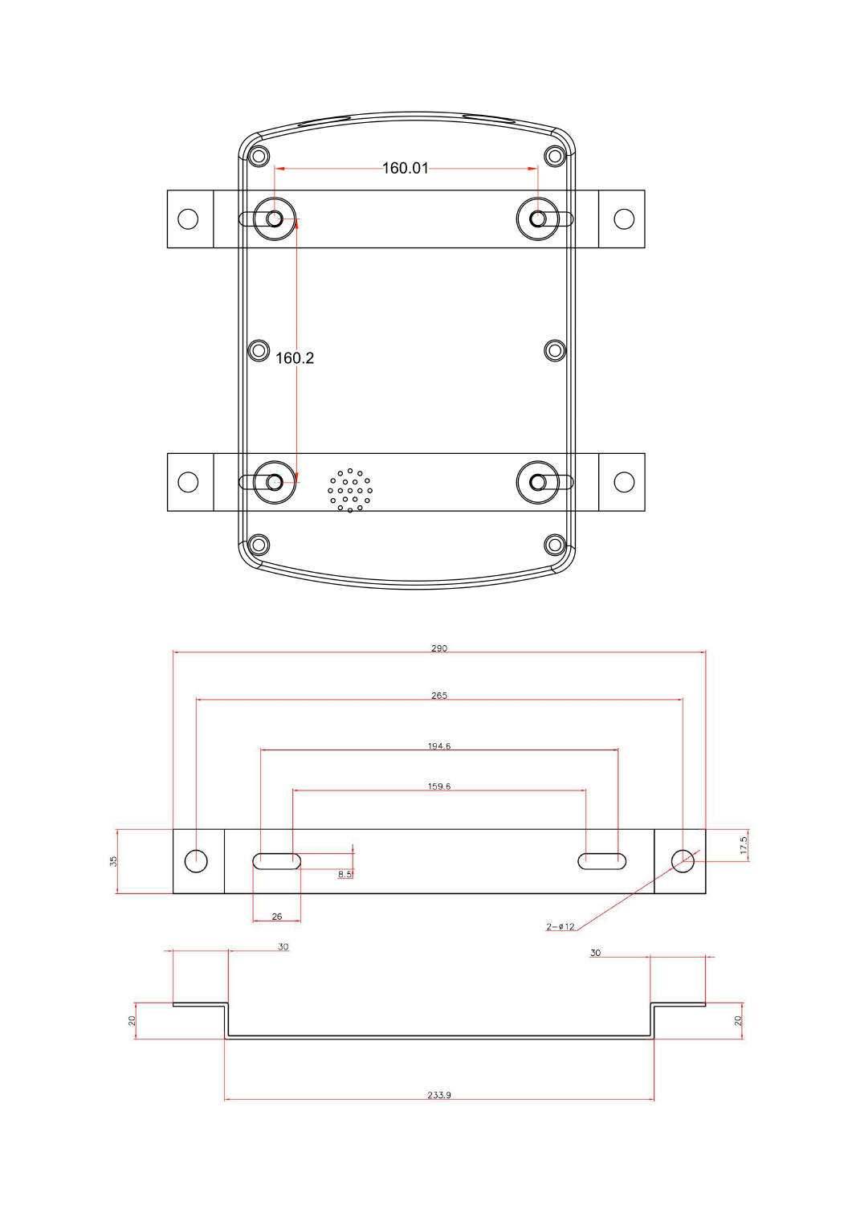160.01

160.2

290

265

194.6

159.6

35

17.5

8.5

26

2-ø12

30

30

20

20

233.9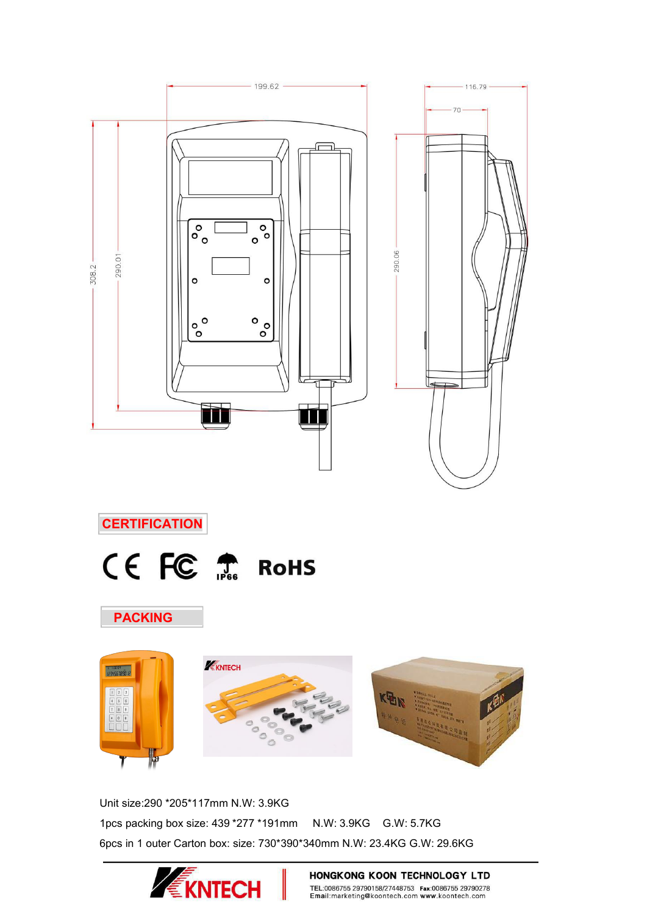199.62

116.79

70

308.2

290.01

290.06

## CERTIFICATION

CE FC IP66 RoHS

## PACKING

Unit size:290 *205*117mm N.W: 3.9KG

1pcs packing box size: 439 *277 *191mm  N.W: 3.9KG  G.W: 5.7KG

6pcs in 1 outer Carton box: size: 730*390*340mm N.W: 23.4KG G.W: 29.6KG

KNTECH

HONGKONG KOON TECHNOLOGY LTD

TEL:0086755 29790158/27448753 Fax:0086755 29790278

Email:marketing@koontech.com www.koontech.com